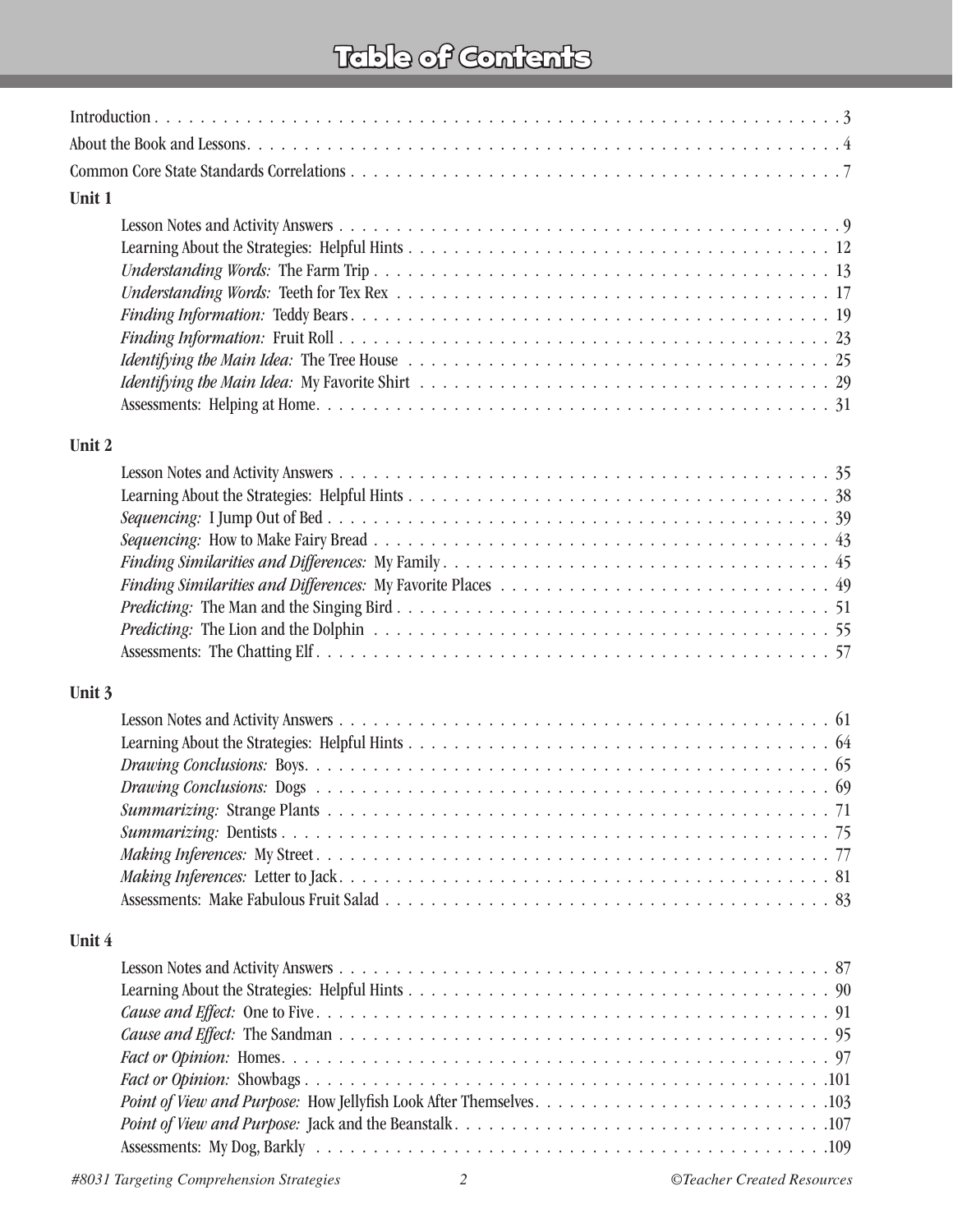# Table of Contents

Introduction . . . . . 3

About the Book and Lessons. . . . . 4

Common Core State Standards Correlations . . . . . 7

**Unit 1**

- Lesson Notes and Activity Answers . . . . . 9
- Learning About the Strategies: Helpful Hints . . . . . 12
- *Understanding Words:* The Farm Trip . . . . . 13
- *Understanding Words:* Teeth for Tex Rex . . . . . 17
- *Finding Information:* Teddy Bears . . . . . 19
- *Finding Information:* Fruit Roll . . . . . 23
- *Identifying the Main Idea:* The Tree House . . . . . 25
- *Identifying the Main Idea:* My Favorite Shirt . . . . . 29
- Assessments: Helping at Home. . . . . 31

**Unit 2**

- Lesson Notes and Activity Answers . . . . . 35
- Learning About the Strategies: Helpful Hints . . . . . 38
- *Sequencing:* I Jump Out of Bed . . . . . 39
- *Sequencing:* How to Make Fairy Bread . . . . . 43
- *Finding Similarities and Differences:* My Family . . . . . 45
- *Finding Similarities and Differences:* My Favorite Places . . . . . 49
- *Predicting:* The Man and the Singing Bird . . . . . 51
- *Predicting:* The Lion and the Dolphin . . . . . 55
- Assessments: The Chatting Elf . . . . . 57

**Unit 3**

- Lesson Notes and Activity Answers . . . . . 61
- Learning About the Strategies: Helpful Hints . . . . . 64
- *Drawing Conclusions:* Boys. . . . . 65
- *Drawing Conclusions:* Dogs . . . . . 69
- *Summarizing:* Strange Plants . . . . . 71
- *Summarizing:* Dentists . . . . . 75
- *Making Inferences:* My Street . . . . . 77
- *Making Inferences:* Letter to Jack. . . . . 81
- Assessments: Make Fabulous Fruit Salad . . . . . 83

**Unit 4**

- Lesson Notes and Activity Answers . . . . . 87
- Learning About the Strategies: Helpful Hints . . . . . 90
- *Cause and Effect:* One to Five . . . . . 91
- *Cause and Effect:* The Sandman . . . . . 95
- *Fact or Opinion:* Homes. . . . . 97
- *Fact or Opinion:* Showbags . . . . . 101
- *Point of View and Purpose:* How Jellyfish Look After Themselves. . . . . 103
- *Point of View and Purpose:* Jack and the Beanstalk. . . . . 107
- Assessments: My Dog, Barkly . . . . . 109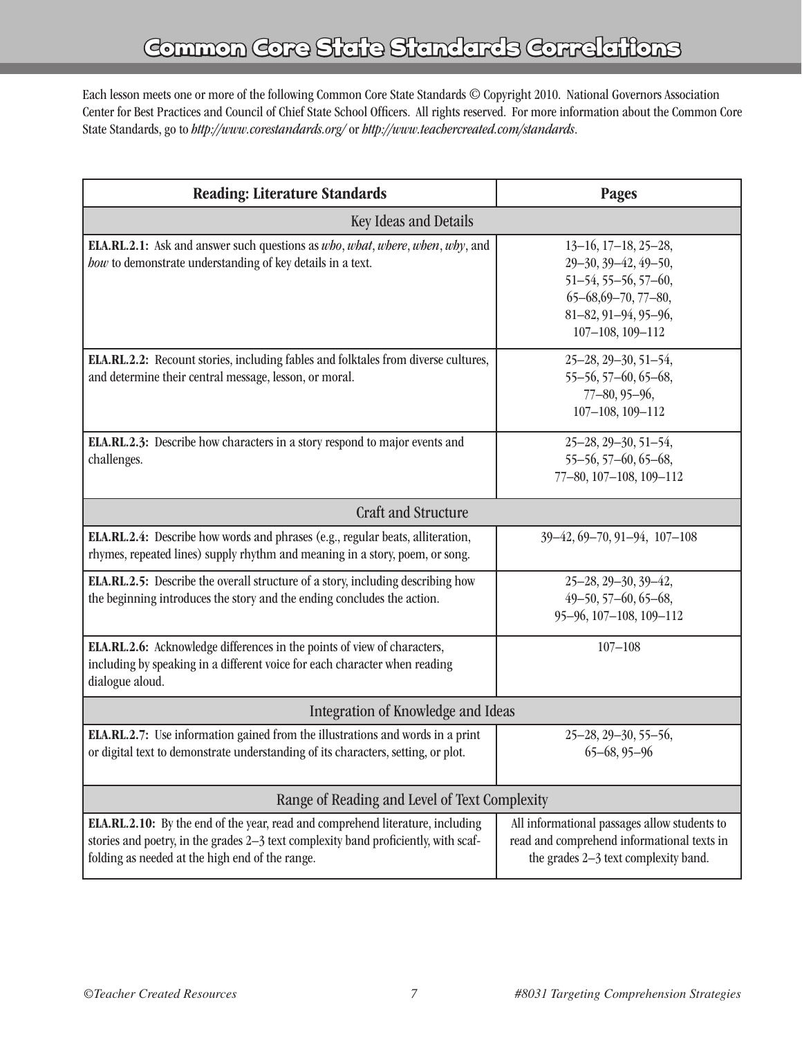# Common Core State Standards Correlations

Each lesson meets one or more of the following Common Core State Standards © Copyright 2010. National Governors Association Center for Best Practices and Council of Chief State School Officers. All rights reserved. For more information about the Common Core State Standards, go to *http://www.corestandards.org/* or *http://www.teachercreated.com/standards*.

| Reading: Literature Standards | Pages |
|---|---|
| Key Ideas and Details | |
| **ELA.RL.2.1:** Ask and answer such questions as *who*, *what*, *where*, *when*, *why*, and *how* to demonstrate understanding of key details in a text. | 13–16, 17–18, 25–28, 29–30, 39–42, 49–50, 51–54, 55–56, 57–60, 65–68,69–70, 77–80, 81–82, 91–94, 95–96, 107–108, 109–112 |
| **ELA.RL.2.2:** Recount stories, including fables and folktales from diverse cultures, and determine their central message, lesson, or moral. | 25–28, 29–30, 51–54, 55–56, 57–60, 65–68, 77–80, 95–96, 107–108, 109–112 |
| **ELA.RL.2.3:** Describe how characters in a story respond to major events and challenges. | 25–28, 29–30, 51–54, 55–56, 57–60, 65–68, 77–80, 107–108, 109–112 |
| Craft and Structure | |
| **ELA.RL.2.4:** Describe how words and phrases (e.g., regular beats, alliteration, rhymes, repeated lines) supply rhythm and meaning in a story, poem, or song. | 39–42, 69–70, 91–94, 107–108 |
| **ELA.RL.2.5:** Describe the overall structure of a story, including describing how the beginning introduces the story and the ending concludes the action. | 25–28, 29–30, 39–42, 49–50, 57–60, 65–68, 95–96, 107–108, 109–112 |
| **ELA.RL.2.6:** Acknowledge differences in the points of view of characters, including by speaking in a different voice for each character when reading dialogue aloud. | 107–108 |
| Integration of Knowledge and Ideas | |
| **ELA.RL.2.7:** Use information gained from the illustrations and words in a print or digital text to demonstrate understanding of its characters, setting, or plot. | 25–28, 29–30, 55–56, 65–68, 95–96 |
| Range of Reading and Level of Text Complexity | |
| **ELA.RL.2.10:** By the end of the year, read and comprehend literature, including stories and poetry, in the grades 2–3 text complexity band proficiently, with scaffolding as needed at the high end of the range. | All informational passages allow students to read and comprehend informational texts in the grades 2–3 text complexity band. |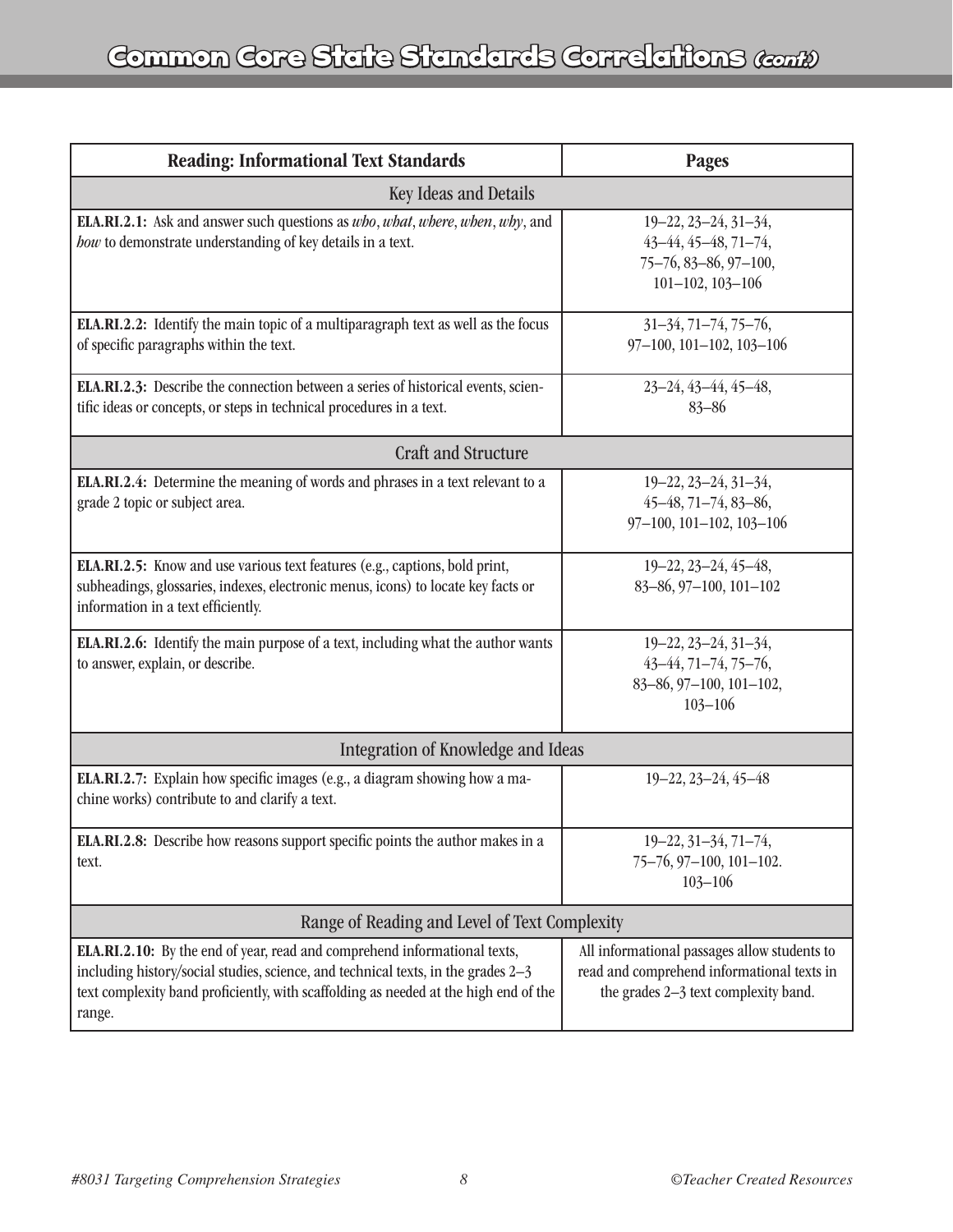## Common Core State Standards Correlations *(cont.)*

| Reading: Informational Text Standards | Pages |
|---|---|
| **Key Ideas and Details** | |
| **ELA.RI.2.1:** Ask and answer such questions as *who*, *what*, *where*, *when*, *why*, and *how* to demonstrate understanding of key details in a text. | 19–22, 23–24, 31–34, 43–44, 45–48, 71–74, 75–76, 83–86, 97–100, 101–102, 103–106 |
| **ELA.RI.2.2:** Identify the main topic of a multiparagraph text as well as the focus of specific paragraphs within the text. | 31–34, 71–74, 75–76, 97–100, 101–102, 103–106 |
| **ELA.RI.2.3:** Describe the connection between a series of historical events, scientific ideas or concepts, or steps in technical procedures in a text. | 23–24, 43–44, 45–48, 83–86 |
| **Craft and Structure** | |
| **ELA.RI.2.4:** Determine the meaning of words and phrases in a text relevant to a grade 2 topic or subject area. | 19–22, 23–24, 31–34, 45–48, 71–74, 83–86, 97–100, 101–102, 103–106 |
| **ELA.RI.2.5:** Know and use various text features (e.g., captions, bold print, subheadings, glossaries, indexes, electronic menus, icons) to locate key facts or information in a text efficiently. | 19–22, 23–24, 45–48, 83–86, 97–100, 101–102 |
| **ELA.RI.2.6:** Identify the main purpose of a text, including what the author wants to answer, explain, or describe. | 19–22, 23–24, 31–34, 43–44, 71–74, 75–76, 83–86, 97–100, 101–102, 103–106 |
| **Integration of Knowledge and Ideas** | |
| **ELA.RI.2.7:** Explain how specific images (e.g., a diagram showing how a machine works) contribute to and clarify a text. | 19–22, 23–24, 45–48 |
| **ELA.RI.2.8:** Describe how reasons support specific points the author makes in a text. | 19–22, 31–34, 71–74, 75–76, 97–100, 101–102. 103–106 |
| **Range of Reading and Level of Text Complexity** | |
| **ELA.RI.2.10:** By the end of year, read and comprehend informational texts, including history/social studies, science, and technical texts, in the grades 2–3 text complexity band proficiently, with scaffolding as needed at the high end of the range. | All informational passages allow students to read and comprehend informational texts in the grades 2–3 text complexity band. |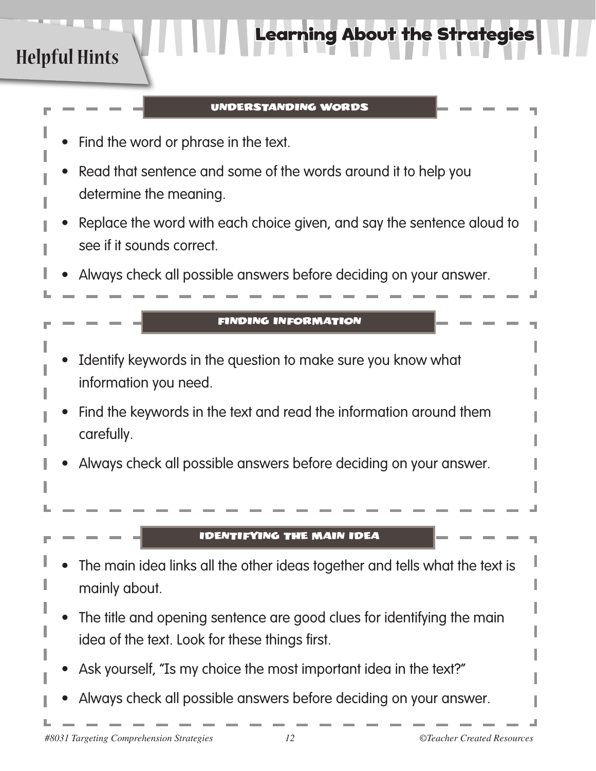# Helpful Hints

## Learning About the Strategies

### UNDERSTANDING WORDS

- Find the word or phrase in the text.
- Read that sentence and some of the words around it to help you determine the meaning.
- Replace the word with each choice given, and say the sentence aloud to see if it sounds correct.
- Always check all possible answers before deciding on your answer.

### FINDING INFORMATION

- Identify keywords in the question to make sure you know what information you need.
- Find the keywords in the text and read the information around them carefully.
- Always check all possible answers before deciding on your answer.

### IDENTIFYING THE MAIN IDEA

- The main idea links all the other ideas together and tells what the text is mainly about.
- The title and opening sentence are good clues for identifying the main idea of the text. Look for these things first.
- Ask yourself, "Is my choice the most important idea in the text?"
- Always check all possible answers before deciding on your answer.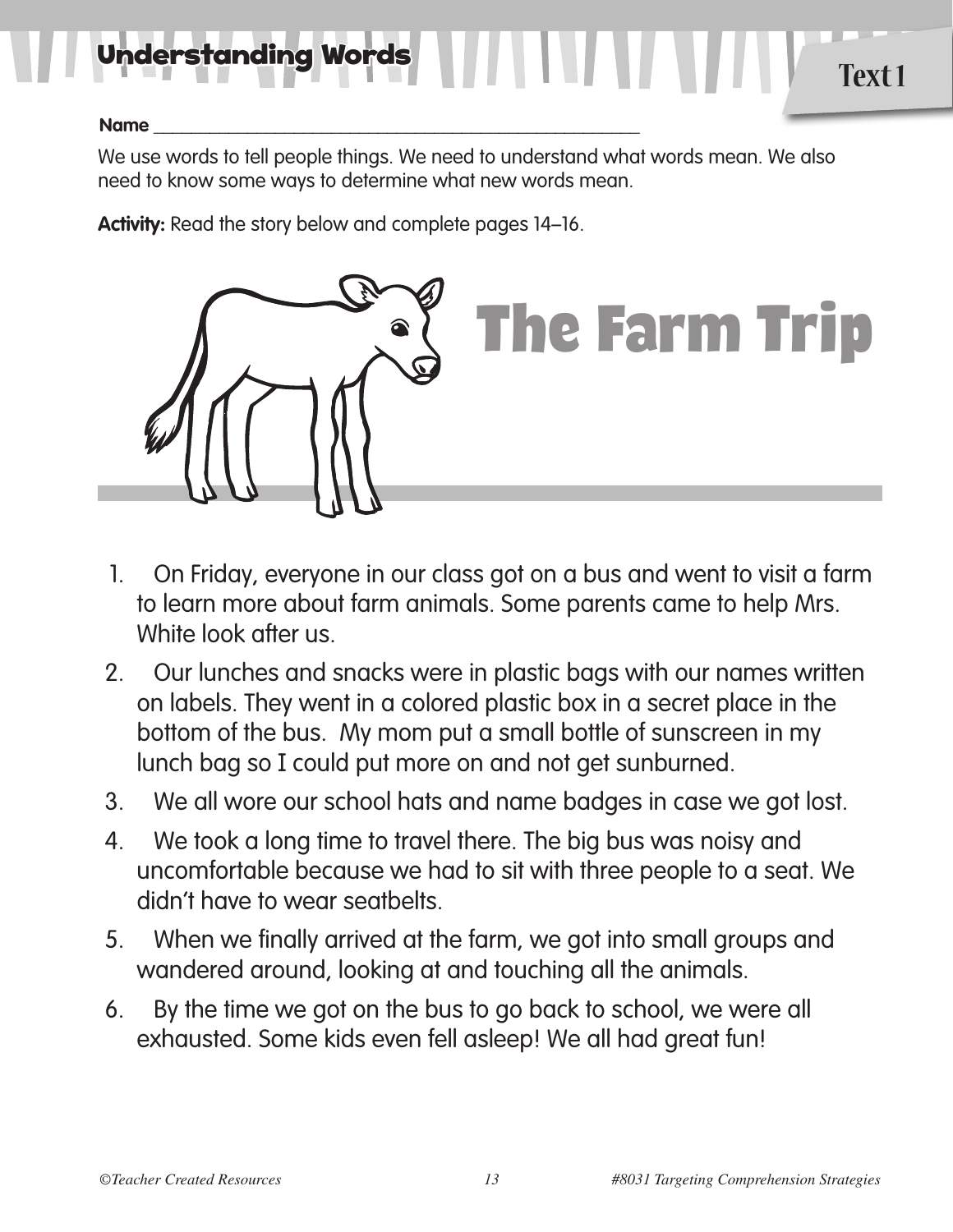## Understanding Words

**Text 1**

**Name** ___________________________________________

We use words to tell people things. We need to understand what words mean. We also need to know some ways to determine what new words mean.

**Activity:** Read the story below and complete pages 14–16.

# The Farm Trip

1. On Friday, everyone in our class got on a bus and went to visit a farm to learn more about farm animals. Some parents came to help Mrs. White look after us.
2. Our lunches and snacks were in plastic bags with our names written on labels. They went in a colored plastic box in a secret place in the bottom of the bus. My mom put a small bottle of sunscreen in my lunch bag so I could put more on and not get sunburned.
3. We all wore our school hats and name badges in case we got lost.
4. We took a long time to travel there. The big bus was noisy and uncomfortable because we had to sit with three people to a seat. We didn't have to wear seatbelts.
5. When we finally arrived at the farm, we got into small groups and wandered around, looking at and touching all the animals.
6. By the time we got on the bus to go back to school, we were all exhausted. Some kids even fell asleep! We all had great fun!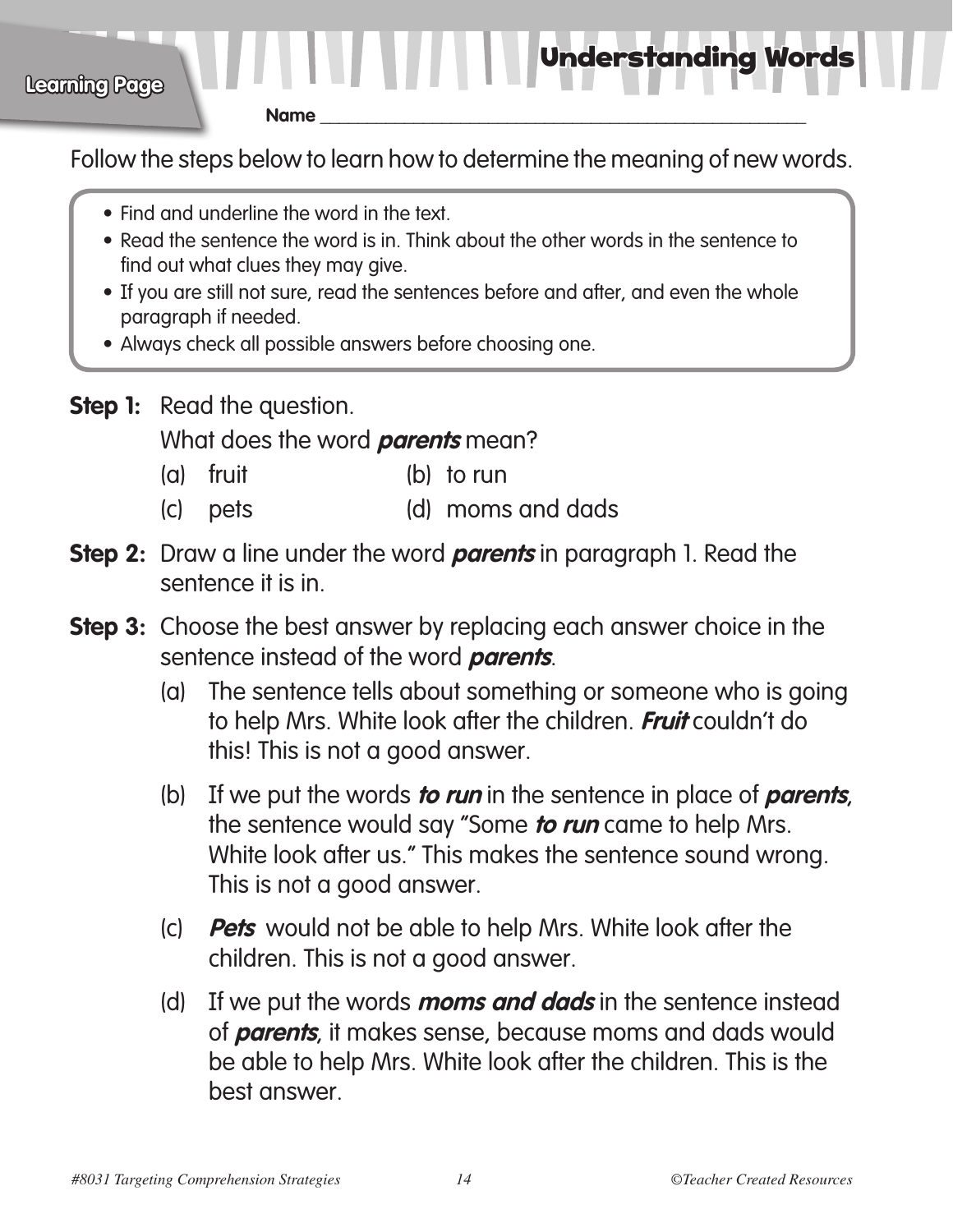Learning Page

# Understanding Words

**Name** ______________________________________________

Follow the steps below to learn how to determine the meaning of new words.

- Find and underline the word in the text.
- Read the sentence the word is in. Think about the other words in the sentence to find out what clues they may give.
- If you are still not sure, read the sentences before and after, and even the whole paragraph if needed.
- Always check all possible answers before choosing one.

**Step 1:** Read the question.

What does the word ***parents*** mean?

(a) fruit
(b) to run
(c) pets
(d) moms and dads

**Step 2:** Draw a line under the word ***parents*** in paragraph 1. Read the sentence it is in.

**Step 3:** Choose the best answer by replacing each answer choice in the sentence instead of the word ***parents***.

(a) The sentence tells about something or someone who is going to help Mrs. White look after the children. ***Fruit*** couldn't do this! This is not a good answer.

(b) If we put the words ***to run*** in the sentence in place of ***parents***, the sentence would say "Some ***to run*** came to help Mrs. White look after us." This makes the sentence sound wrong. This is not a good answer.

(c) ***Pets*** would not be able to help Mrs. White look after the children. This is not a good answer.

(d) If we put the words ***moms and dads*** in the sentence instead of ***parents***, it makes sense, because moms and dads would be able to help Mrs. White look after the children. This is the best answer.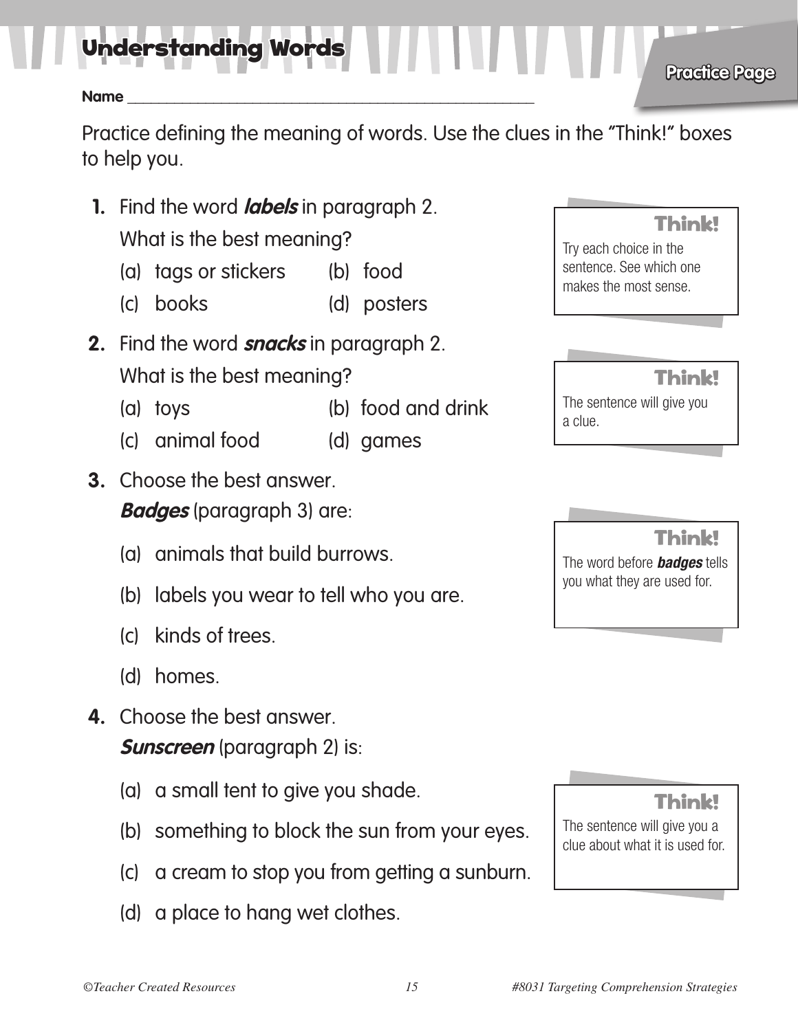# Understanding Words

**Practice Page**

**Name** ______________________________________________

Practice defining the meaning of words. Use the clues in the "Think!" boxes to help you.

**1.** Find the word ***labels*** in paragraph 2.
What is the best meaning?

(a) tags or stickers (b) food
(c) books (d) posters

> **Think!**
> Try each choice in the sentence. See which one makes the most sense.

**2.** Find the word ***snacks*** in paragraph 2.
What is the best meaning?

(a) toys (b) food and drink
(c) animal food (d) games

> **Think!**
> The sentence will give you a clue.

**3.** Choose the best answer.
***Badges*** (paragraph 3) are:

(a) animals that build burrows.

(b) labels you wear to tell who you are.

(c) kinds of trees.

(d) homes.

> **Think!**
> The word before ***badges*** tells you what they are used for.

**4.** Choose the best answer.
***Sunscreen*** (paragraph 2) is:

(a) a small tent to give you shade.

(b) something to block the sun from your eyes.

(c) a cream to stop you from getting a sunburn.

(d) a place to hang wet clothes.

> **Think!**
> The sentence will give you a clue about what it is used for.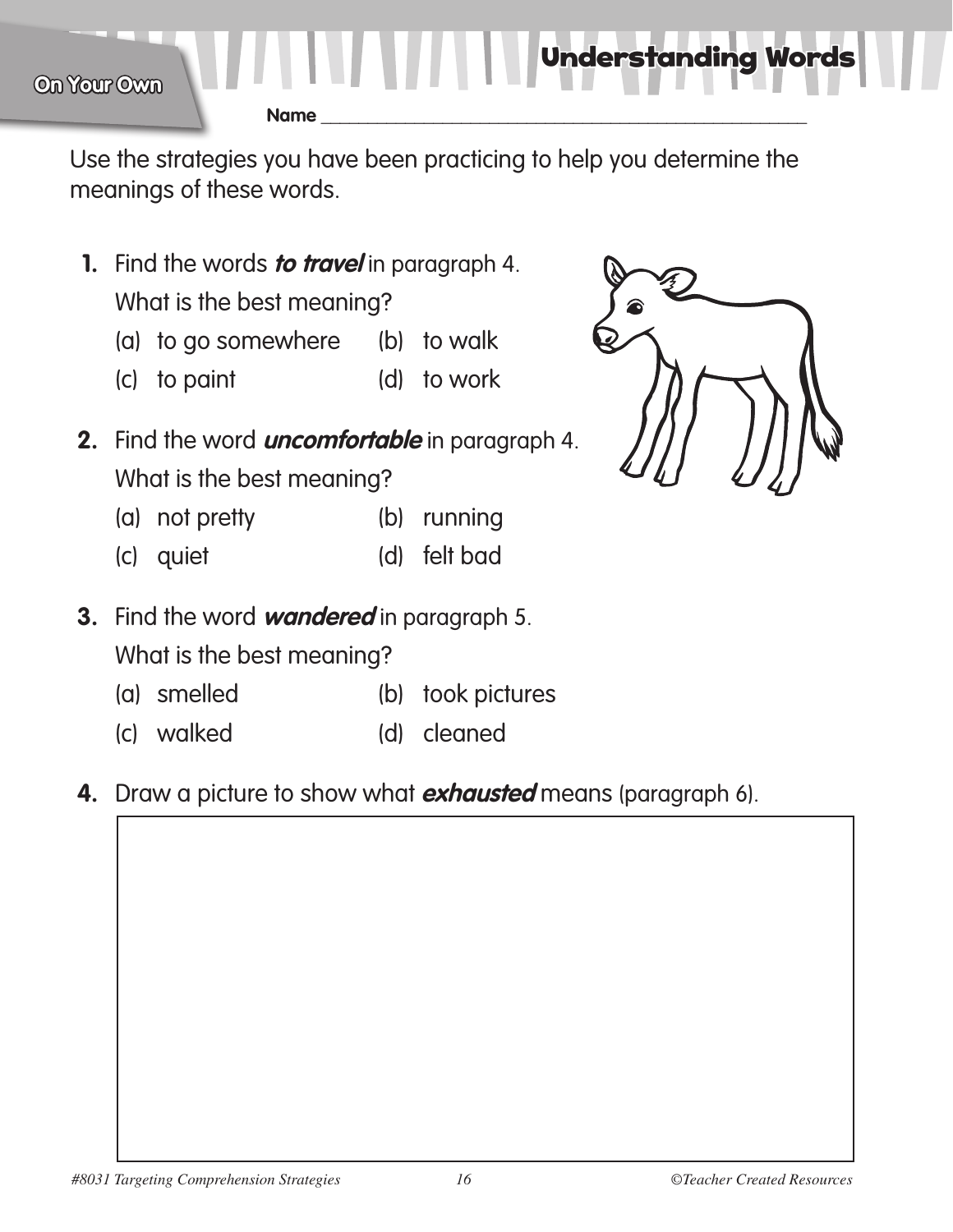On Your Own

# Understanding Words

Name ____________________________________________

Use the strategies you have been practicing to help you determine the meanings of these words.

1. Find the words ***to travel*** in paragraph 4.
   What is the best meaning?
   (a) to go somewhere (b) to walk
   (c) to paint (d) to work

2. Find the word ***uncomfortable*** in paragraph 4.
   What is the best meaning?
   (a) not pretty (b) running
   (c) quiet (d) felt bad

3. Find the word ***wandered*** in paragraph 5.
   What is the best meaning?
   (a) smelled (b) took pictures
   (c) walked (d) cleaned

4. Draw a picture to show what ***exhausted*** means (paragraph 6).